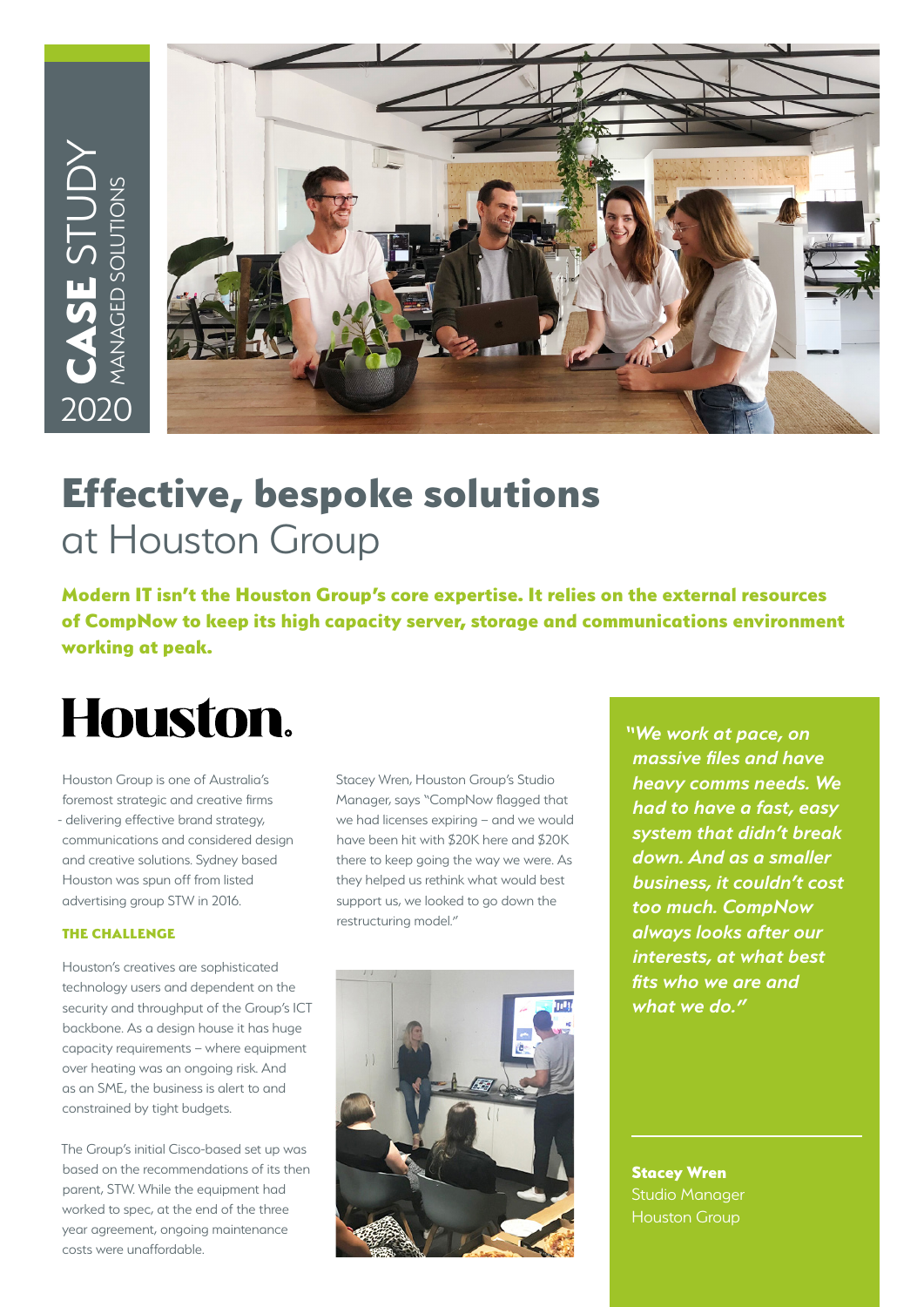CASE STUDY
MANAGED SOLUTIONS
2020

# Effective, bespoke solutions
at Houston Group

**Modern IT isn't the Houston Group's core expertise. It relies on the external resources of CompNow to keep its high capacity server, storage and communications environment working at peak.**

Houston.

Houston Group is one of Australia's foremost strategic and creative firms - delivering effective brand strategy, communications and considered design and creative solutions. Sydney based Houston was spun off from listed advertising group STW in 2016.

### THE CHALLENGE

Houston's creatives are sophisticated technology users and dependent on the security and throughput of the Group's ICT backbone. As a design house it has huge capacity requirements – where equipment over heating was an ongoing risk. And as an SME, the business is alert to and constrained by tight budgets.

The Group's initial Cisco-based set up was based on the recommendations of its then parent, STW. While the equipment had worked to spec, at the end of the three year agreement, ongoing maintenance costs were unaffordable.

Stacey Wren, Houston Group's Studio Manager, says "CompNow flagged that we had licenses expiring – and we would have been hit with $20K here and $20K there to keep going the way we were. As they helped us rethink what would best support us, we looked to go down the restructuring model."

***"We work at pace, on massive files and have heavy comms needs. We had to have a fast, easy system that didn't break down. And as a smaller business, it couldn't cost too much. CompNow always looks after our interests, at what best fits who we are and what we do."***

**Stacey Wren**
Studio Manager
Houston Group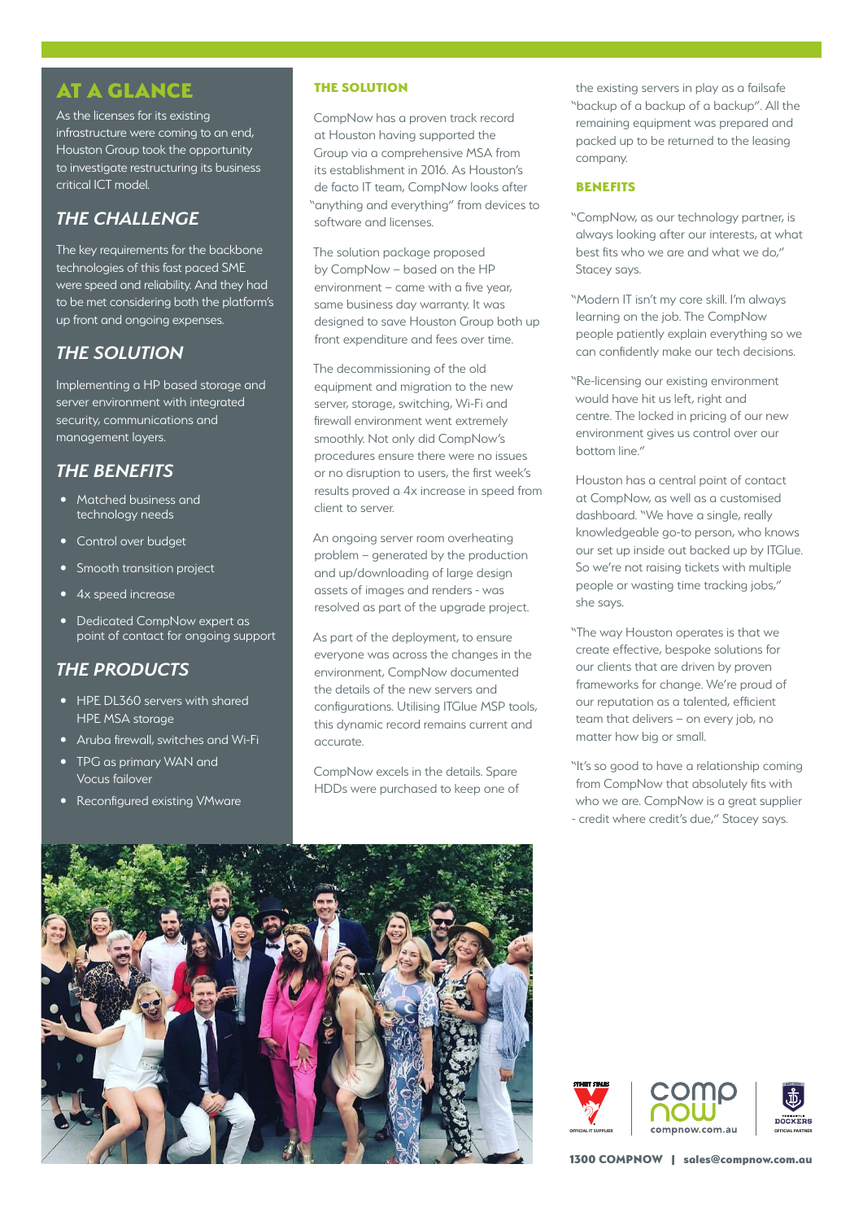## AT A GLANCE

As the licenses for its existing infrastructure were coming to an end, Houston Group took the opportunity to investigate restructuring its business critical ICT model.

### *THE CHALLENGE*

The key requirements for the backbone technologies of this fast paced SME were speed and reliability. And they had to be met considering both the platform's up front and ongoing expenses.

### *THE SOLUTION*

Implementing a HP based storage and server environment with integrated security, communications and management layers.

### *THE BENEFITS*

- Matched business and technology needs
- Control over budget
- Smooth transition project
- 4x speed increase
- Dedicated CompNow expert as point of contact for ongoing support

### *THE PRODUCTS*

- HPE DL360 servers with shared HPE MSA storage
- Aruba firewall, switches and Wi-Fi
- TPG as primary WAN and Vocus failover
- Reconfigured existing VMware

## THE SOLUTION

CompNow has a proven track record at Houston having supported the Group via a comprehensive MSA from its establishment in 2016. As Houston's de facto IT team, CompNow looks after "anything and everything" from devices to software and licenses.

The solution package proposed by CompNow – based on the HP environment – came with a five year, same business day warranty. It was designed to save Houston Group both up front expenditure and fees over time.

The decommissioning of the old equipment and migration to the new server, storage, switching, Wi-Fi and firewall environment went extremely smoothly. Not only did CompNow's procedures ensure there were no issues or no disruption to users, the first week's results proved a 4x increase in speed from client to server.

An ongoing server room overheating problem – generated by the production and up/downloading of large design assets of images and renders - was resolved as part of the upgrade project.

As part of the deployment, to ensure everyone was across the changes in the environment, CompNow documented the details of the new servers and configurations. Utilising ITGlue MSP tools, this dynamic record remains current and accurate.

CompNow excels in the details. Spare HDDs were purchased to keep one of the existing servers in play as a failsafe "backup of a backup of a backup". All the remaining equipment was prepared and packed up to be returned to the leasing company.

## BENEFITS

"CompNow, as our technology partner, is always looking after our interests, at what best fits who we are and what we do," Stacey says.

"Modern IT isn't my core skill. I'm always learning on the job. The CompNow people patiently explain everything so we can confidently make our tech decisions.

"Re-licensing our existing environment would have hit us left, right and centre. The locked in pricing of our new environment gives us control over our bottom line."

Houston has a central point of contact at CompNow, as well as a customised dashboard. "We have a single, really knowledgeable go-to person, who knows our set up inside out backed up by ITGlue. So we're not raising tickets with multiple people or wasting time tracking jobs," she says.

"The way Houston operates is that we create effective, bespoke solutions for our clients that are driven by proven frameworks for change. We're proud of our reputation as a talented, efficient team that delivers – on every job, no matter how big or small.

"It's so good to have a relationship coming from CompNow that absolutely fits with who we are. CompNow is a great supplier - credit where credit's due," Stacey says.

SYDNEY SWANS OFFICIAL IT SUPPLIER | compnow.com.au | FREMANTLE DOCKERS OFFICIAL PARTNER

**1300 COMPNOW | sales@compnow.com.au**